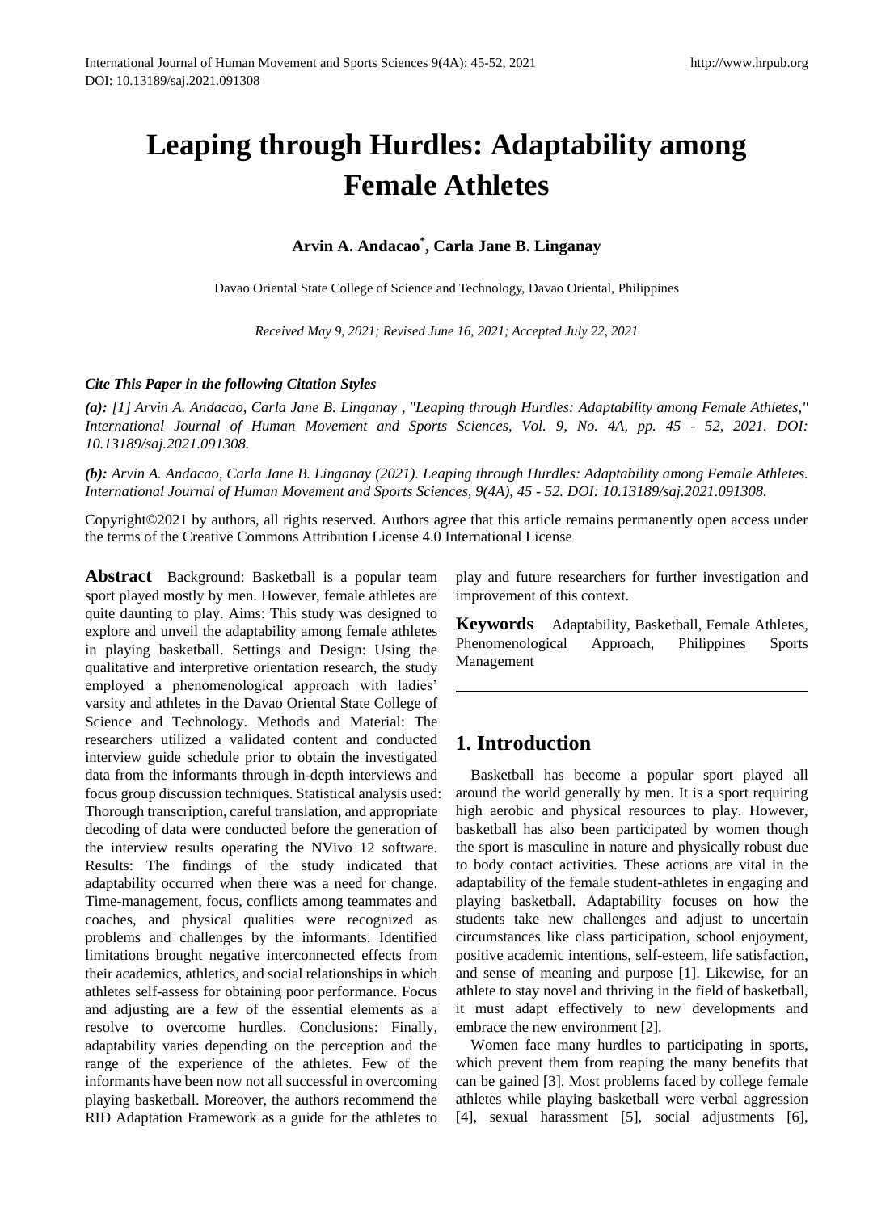# Leaping through Hurdles: Adaptability among Female Athletes

**Arvin A. Andacao*, Carla Jane B. Linganay**

Davao Oriental State College of Science and Technology, Davao Oriental, Philippines

*Received May 9, 2021; Revised June 16, 2021; Accepted July 22, 2021*

***Cite This Paper in the following Citation Styles***

***(a):** [1] Arvin A. Andacao, Carla Jane B. Linganay , "Leaping through Hurdles: Adaptability among Female Athletes," International Journal of Human Movement and Sports Sciences, Vol. 9, No. 4A, pp. 45 - 52, 2021. DOI: 10.13189/saj.2021.091308.*

***(b):** Arvin A. Andacao, Carla Jane B. Linganay (2021). Leaping through Hurdles: Adaptability among Female Athletes. International Journal of Human Movement and Sports Sciences, 9(4A), 45 - 52. DOI: 10.13189/saj.2021.091308.*

Copyright©2021 by authors, all rights reserved. Authors agree that this article remains permanently open access under the terms of the Creative Commons Attribution License 4.0 International License

**Abstract** Background: Basketball is a popular team sport played mostly by men. However, female athletes are quite daunting to play. Aims: This study was designed to explore and unveil the adaptability among female athletes in playing basketball. Settings and Design: Using the qualitative and interpretive orientation research, the study employed a phenomenological approach with ladies' varsity and athletes in the Davao Oriental State College of Science and Technology. Methods and Material: The researchers utilized a validated content and conducted interview guide schedule prior to obtain the investigated data from the informants through in-depth interviews and focus group discussion techniques. Statistical analysis used: Thorough transcription, careful translation, and appropriate decoding of data were conducted before the generation of the interview results operating the NVivo 12 software. Results: The findings of the study indicated that adaptability occurred when there was a need for change. Time-management, focus, conflicts among teammates and coaches, and physical qualities were recognized as problems and challenges by the informants. Identified limitations brought negative interconnected effects from their academics, athletics, and social relationships in which athletes self-assess for obtaining poor performance. Focus and adjusting are a few of the essential elements as a resolve to overcome hurdles. Conclusions: Finally, adaptability varies depending on the perception and the range of the experience of the athletes. Few of the informants have been now not all successful in overcoming playing basketball. Moreover, the authors recommend the RID Adaptation Framework as a guide for the athletes to play and future researchers for further investigation and improvement of this context.

**Keywords** Adaptability, Basketball, Female Athletes, Phenomenological Approach, Philippines Sports Management

## 1. Introduction

Basketball has become a popular sport played all around the world generally by men. It is a sport requiring high aerobic and physical resources to play. However, basketball has also been participated by women though the sport is masculine in nature and physically robust due to body contact activities. These actions are vital in the adaptability of the female student-athletes in engaging and playing basketball. Adaptability focuses on how the students take new challenges and adjust to uncertain circumstances like class participation, school enjoyment, positive academic intentions, self-esteem, life satisfaction, and sense of meaning and purpose [1]. Likewise, for an athlete to stay novel and thriving in the field of basketball, it must adapt effectively to new developments and embrace the new environment [2].

Women face many hurdles to participating in sports, which prevent them from reaping the many benefits that can be gained [3]. Most problems faced by college female athletes while playing basketball were verbal aggression [4], sexual harassment [5], social adjustments [6],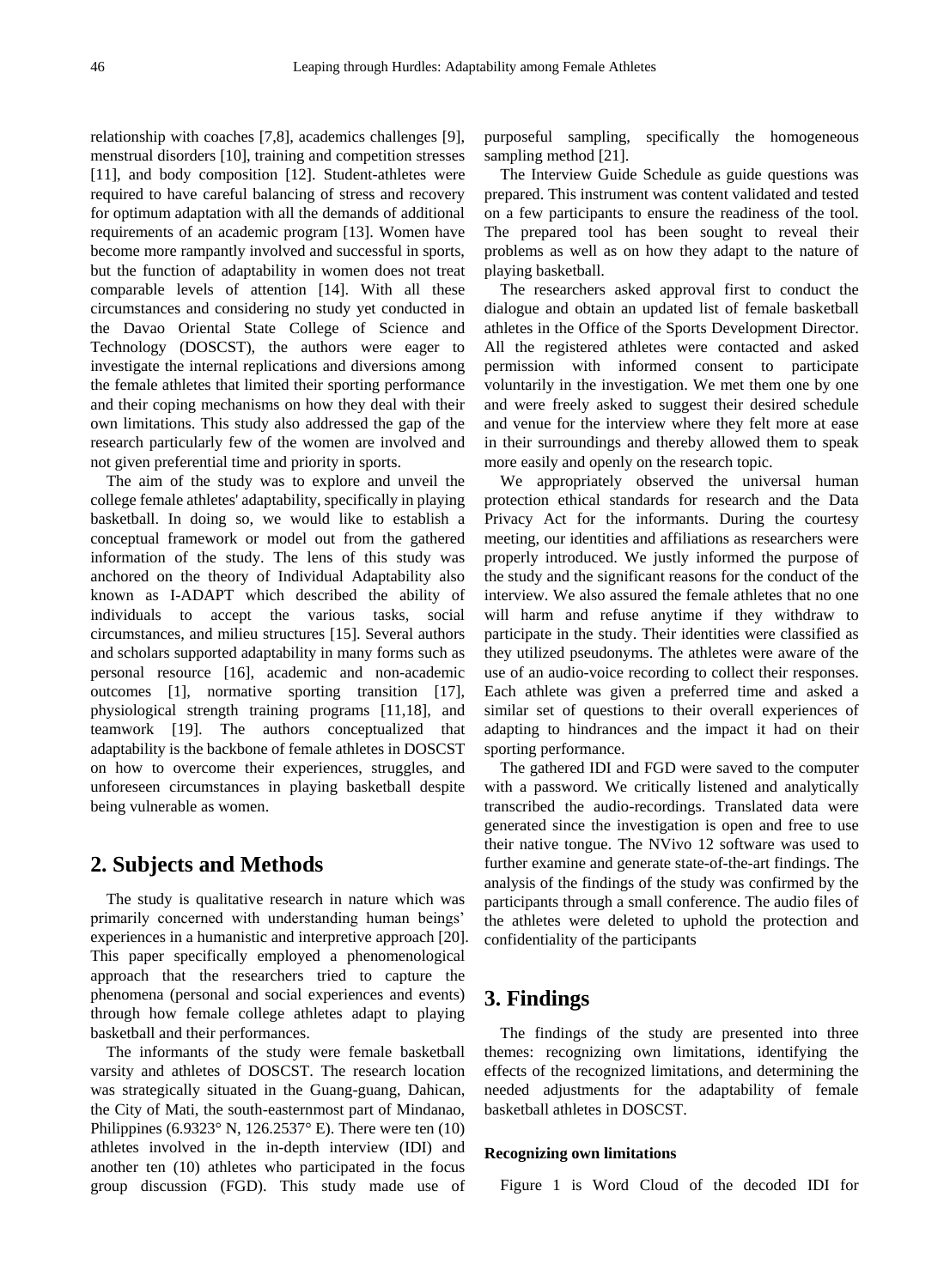relationship with coaches [7,8], academics challenges [9], menstrual disorders [10], training and competition stresses [11], and body composition [12]. Student-athletes were required to have careful balancing of stress and recovery for optimum adaptation with all the demands of additional requirements of an academic program [13]. Women have become more rampantly involved and successful in sports, but the function of adaptability in women does not treat comparable levels of attention [14]. With all these circumstances and considering no study yet conducted in the Davao Oriental State College of Science and Technology (DOSCST), the authors were eager to investigate the internal replications and diversions among the female athletes that limited their sporting performance and their coping mechanisms on how they deal with their own limitations. This study also addressed the gap of the research particularly few of the women are involved and not given preferential time and priority in sports.

The aim of the study was to explore and unveil the college female athletes' adaptability, specifically in playing basketball. In doing so, we would like to establish a conceptual framework or model out from the gathered information of the study. The lens of this study was anchored on the theory of Individual Adaptability also known as I-ADAPT which described the ability of individuals to accept the various tasks, social circumstances, and milieu structures [15]. Several authors and scholars supported adaptability in many forms such as personal resource [16], academic and non-academic outcomes [1], normative sporting transition [17], physiological strength training programs [11,18], and teamwork [19]. The authors conceptualized that adaptability is the backbone of female athletes in DOSCST on how to overcome their experiences, struggles, and unforeseen circumstances in playing basketball despite being vulnerable as women.

## 2. Subjects and Methods

The study is qualitative research in nature which was primarily concerned with understanding human beings' experiences in a humanistic and interpretive approach [20]. This paper specifically employed a phenomenological approach that the researchers tried to capture the phenomena (personal and social experiences and events) through how female college athletes adapt to playing basketball and their performances.

The informants of the study were female basketball varsity and athletes of DOSCST. The research location was strategically situated in the Guang-guang, Dahican, the City of Mati, the south-easternmost part of Mindanao, Philippines (6.9323° N, 126.2537° E). There were ten (10) athletes involved in the in-depth interview (IDI) and another ten (10) athletes who participated in the focus group discussion (FGD). This study made use of purposeful sampling, specifically the homogeneous sampling method [21].

The Interview Guide Schedule as guide questions was prepared. This instrument was content validated and tested on a few participants to ensure the readiness of the tool. The prepared tool has been sought to reveal their problems as well as on how they adapt to the nature of playing basketball.

The researchers asked approval first to conduct the dialogue and obtain an updated list of female basketball athletes in the Office of the Sports Development Director. All the registered athletes were contacted and asked permission with informed consent to participate voluntarily in the investigation. We met them one by one and were freely asked to suggest their desired schedule and venue for the interview where they felt more at ease in their surroundings and thereby allowed them to speak more easily and openly on the research topic.

We appropriately observed the universal human protection ethical standards for research and the Data Privacy Act for the informants. During the courtesy meeting, our identities and affiliations as researchers were properly introduced. We justly informed the purpose of the study and the significant reasons for the conduct of the interview. We also assured the female athletes that no one will harm and refuse anytime if they withdraw to participate in the study. Their identities were classified as they utilized pseudonyms. The athletes were aware of the use of an audio-voice recording to collect their responses. Each athlete was given a preferred time and asked a similar set of questions to their overall experiences of adapting to hindrances and the impact it had on their sporting performance.

The gathered IDI and FGD were saved to the computer with a password. We critically listened and analytically transcribed the audio-recordings. Translated data were generated since the investigation is open and free to use their native tongue. The NVivo 12 software was used to further examine and generate state-of-the-art findings. The analysis of the findings of the study was confirmed by the participants through a small conference. The audio files of the athletes were deleted to uphold the protection and confidentiality of the participants

## 3. Findings

The findings of the study are presented into three themes: recognizing own limitations, identifying the effects of the recognized limitations, and determining the needed adjustments for the adaptability of female basketball athletes in DOSCST.

#### Recognizing own limitations

Figure 1 is Word Cloud of the decoded IDI for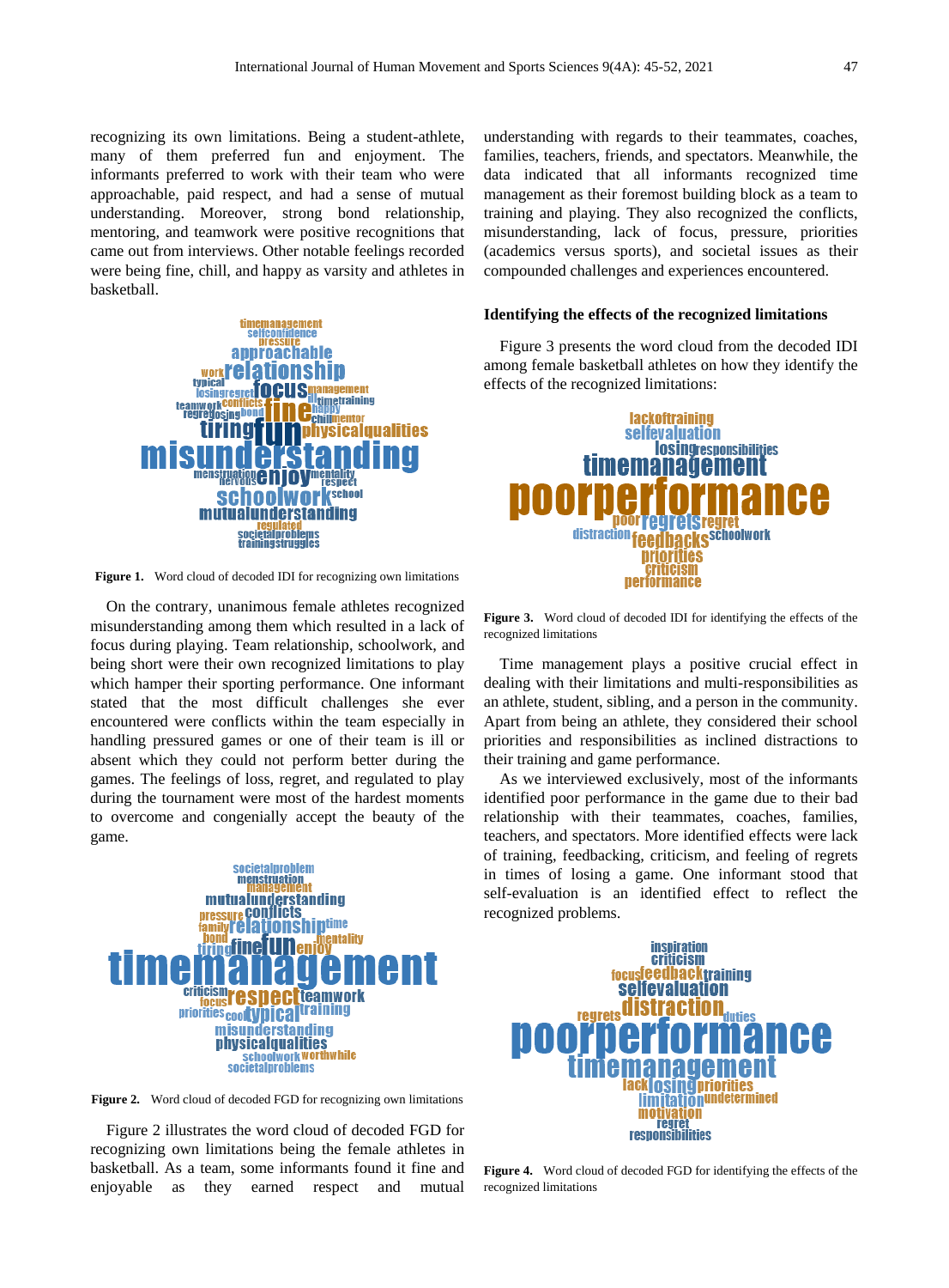recognizing its own limitations. Being a student-athlete, many of them preferred fun and enjoyment. The informants preferred to work with their team who were approachable, paid respect, and had a sense of mutual understanding. Moreover, strong bond relationship, mentoring, and teamwork were positive recognitions that came out from interviews. Other notable feelings recorded were being fine, chill, and happy as varsity and athletes in basketball.

**Figure 1.** Word cloud of decoded IDI for recognizing own limitations

On the contrary, unanimous female athletes recognized misunderstanding among them which resulted in a lack of focus during playing. Team relationship, schoolwork, and being short were their own recognized limitations to play which hamper their sporting performance. One informant stated that the most difficult challenges she ever encountered were conflicts within the team especially in handling pressured games or one of their team is ill or absent which they could not perform better during the games. The feelings of loss, regret, and regulated to play during the tournament were most of the hardest moments to overcome and congenially accept the beauty of the game.

**Figure 2.** Word cloud of decoded FGD for recognizing own limitations

Figure 2 illustrates the word cloud of decoded FGD for recognizing own limitations being the female athletes in basketball. As a team, some informants found it fine and enjoyable as they earned respect and mutual understanding with regards to their teammates, coaches, families, teachers, friends, and spectators. Meanwhile, the data indicated that all informants recognized time management as their foremost building block as a team to training and playing. They also recognized the conflicts, misunderstanding, lack of focus, pressure, priorities (academics versus sports), and societal issues as their compounded challenges and experiences encountered.

### Identifying the effects of the recognized limitations

Figure 3 presents the word cloud from the decoded IDI among female basketball athletes on how they identify the effects of the recognized limitations:

**Figure 3.** Word cloud of decoded IDI for identifying the effects of the recognized limitations

Time management plays a positive crucial effect in dealing with their limitations and multi-responsibilities as an athlete, student, sibling, and a person in the community. Apart from being an athlete, they considered their school priorities and responsibilities as inclined distractions to their training and game performance.

As we interviewed exclusively, most of the informants identified poor performance in the game due to their bad relationship with their teammates, coaches, families, teachers, and spectators. More identified effects were lack of training, feedbacking, criticism, and feeling of regrets in times of losing a game. One informant stood that self-evaluation is an identified effect to reflect the recognized problems.

**Figure 4.** Word cloud of decoded FGD for identifying the effects of the recognized limitations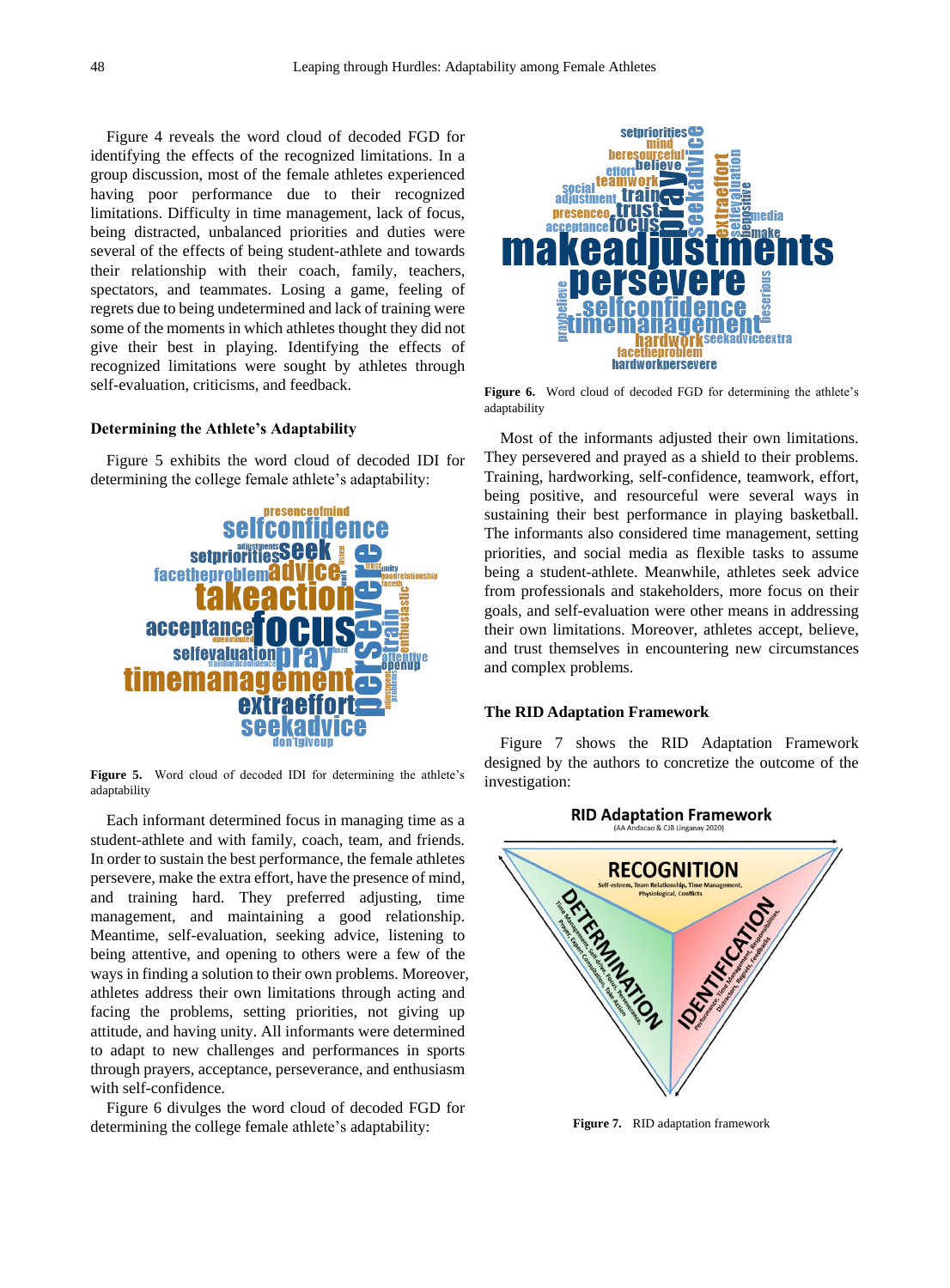Figure 4 reveals the word cloud of decoded FGD for identifying the effects of the recognized limitations. In a group discussion, most of the female athletes experienced having poor performance due to their recognized limitations. Difficulty in time management, lack of focus, being distracted, unbalanced priorities and duties were several of the effects of being student-athlete and towards their relationship with their coach, family, teachers, spectators, and teammates. Losing a game, feeling of regrets due to being undetermined and lack of training were some of the moments in which athletes thought they did not give their best in playing. Identifying the effects of recognized limitations were sought by athletes through self-evaluation, criticisms, and feedback.

### Determining the Athlete's Adaptability

Figure 5 exhibits the word cloud of decoded IDI for determining the college female athlete's adaptability:

**Figure 5.** Word cloud of decoded IDI for determining the athlete's adaptability

Each informant determined focus in managing time as a student-athlete and with family, coach, team, and friends. In order to sustain the best performance, the female athletes persevere, make the extra effort, have the presence of mind, and training hard. They preferred adjusting, time management, and maintaining a good relationship. Meantime, self-evaluation, seeking advice, listening to being attentive, and opening to others were a few of the ways in finding a solution to their own problems. Moreover, athletes address their own limitations through acting and facing the problems, setting priorities, not giving up attitude, and having unity. All informants were determined to adapt to new challenges and performances in sports through prayers, acceptance, perseverance, and enthusiasm with self-confidence.

Figure 6 divulges the word cloud of decoded FGD for determining the college female athlete's adaptability:

**Figure 6.** Word cloud of decoded FGD for determining the athlete's adaptability

Most of the informants adjusted their own limitations. They persevered and prayed as a shield to their problems. Training, hardworking, self-confidence, teamwork, effort, being positive, and resourceful were several ways in sustaining their best performance in playing basketball. The informants also considered time management, setting priorities, and social media as flexible tasks to assume being a student-athlete. Meanwhile, athletes seek advice from professionals and stakeholders, more focus on their goals, and self-evaluation were other means in addressing their own limitations. Moreover, athletes accept, believe, and trust themselves in encountering new circumstances and complex problems.

### The RID Adaptation Framework

Figure 7 shows the RID Adaptation Framework designed by the authors to concretize the outcome of the investigation:

**Figure 7.** RID adaptation framework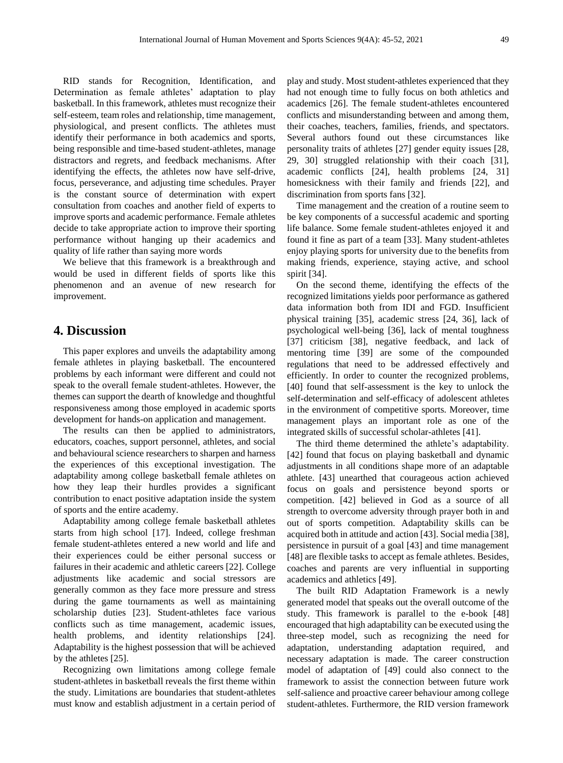RID stands for Recognition, Identification, and Determination as female athletes' adaptation to play basketball. In this framework, athletes must recognize their self-esteem, team roles and relationship, time management, physiological, and present conflicts. The athletes must identify their performance in both academics and sports, being responsible and time-based student-athletes, manage distractors and regrets, and feedback mechanisms. After identifying the effects, the athletes now have self-drive, focus, perseverance, and adjusting time schedules. Prayer is the constant source of determination with expert consultation from coaches and another field of experts to improve sports and academic performance. Female athletes decide to take appropriate action to improve their sporting performance without hanging up their academics and quality of life rather than saying more words

We believe that this framework is a breakthrough and would be used in different fields of sports like this phenomenon and an avenue of new research for improvement.

## 4. Discussion

This paper explores and unveils the adaptability among female athletes in playing basketball. The encountered problems by each informant were different and could not speak to the overall female student-athletes. However, the themes can support the dearth of knowledge and thoughtful responsiveness among those employed in academic sports development for hands-on application and management.

The results can then be applied to administrators, educators, coaches, support personnel, athletes, and social and behavioural science researchers to sharpen and harness the experiences of this exceptional investigation. The adaptability among college basketball female athletes on how they leap their hurdles provides a significant contribution to enact positive adaptation inside the system of sports and the entire academy.

Adaptability among college female basketball athletes starts from high school [17]. Indeed, college freshman female student-athletes entered a new world and life and their experiences could be either personal success or failures in their academic and athletic careers [22]. College adjustments like academic and social stressors are generally common as they face more pressure and stress during the game tournaments as well as maintaining scholarship duties [23]. Student-athletes face various conflicts such as time management, academic issues, health problems, and identity relationships [24]. Adaptability is the highest possession that will be achieved by the athletes [25].

Recognizing own limitations among college female student-athletes in basketball reveals the first theme within the study. Limitations are boundaries that student-athletes must know and establish adjustment in a certain period of play and study. Most student-athletes experienced that they had not enough time to fully focus on both athletics and academics [26]. The female student-athletes encountered conflicts and misunderstanding between and among them, their coaches, teachers, families, friends, and spectators. Several authors found out these circumstances like personality traits of athletes [27] gender equity issues [28, 29, 30] struggled relationship with their coach [31], academic conflicts [24], health problems [24, 31] homesickness with their family and friends [22], and discrimination from sports fans [32].

Time management and the creation of a routine seem to be key components of a successful academic and sporting life balance. Some female student-athletes enjoyed it and found it fine as part of a team [33]. Many student-athletes enjoy playing sports for university due to the benefits from making friends, experience, staying active, and school spirit [34].

On the second theme, identifying the effects of the recognized limitations yields poor performance as gathered data information both from IDI and FGD. Insufficient physical training [35], academic stress [24, 36], lack of psychological well-being [36], lack of mental toughness [37] criticism [38], negative feedback, and lack of mentoring time [39] are some of the compounded regulations that need to be addressed effectively and efficiently. In order to counter the recognized problems, [40] found that self-assessment is the key to unlock the self-determination and self-efficacy of adolescent athletes in the environment of competitive sports. Moreover, time management plays an important role as one of the integrated skills of successful scholar-athletes [41].

The third theme determined the athlete's adaptability. [42] found that focus on playing basketball and dynamic adjustments in all conditions shape more of an adaptable athlete. [43] unearthed that courageous action achieved focus on goals and persistence beyond sports or competition. [42] believed in God as a source of all strength to overcome adversity through prayer both in and out of sports competition. Adaptability skills can be acquired both in attitude and action [43]. Social media [38], persistence in pursuit of a goal [43] and time management [48] are flexible tasks to accept as female athletes. Besides, coaches and parents are very influential in supporting academics and athletics [49].

The built RID Adaptation Framework is a newly generated model that speaks out the overall outcome of the study. This framework is parallel to the e-book [48] encouraged that high adaptability can be executed using the three-step model, such as recognizing the need for adaptation, understanding adaptation required, and necessary adaptation is made. The career construction model of adaptation of [49] could also connect to the framework to assist the connection between future work self-salience and proactive career behaviour among college student-athletes. Furthermore, the RID version framework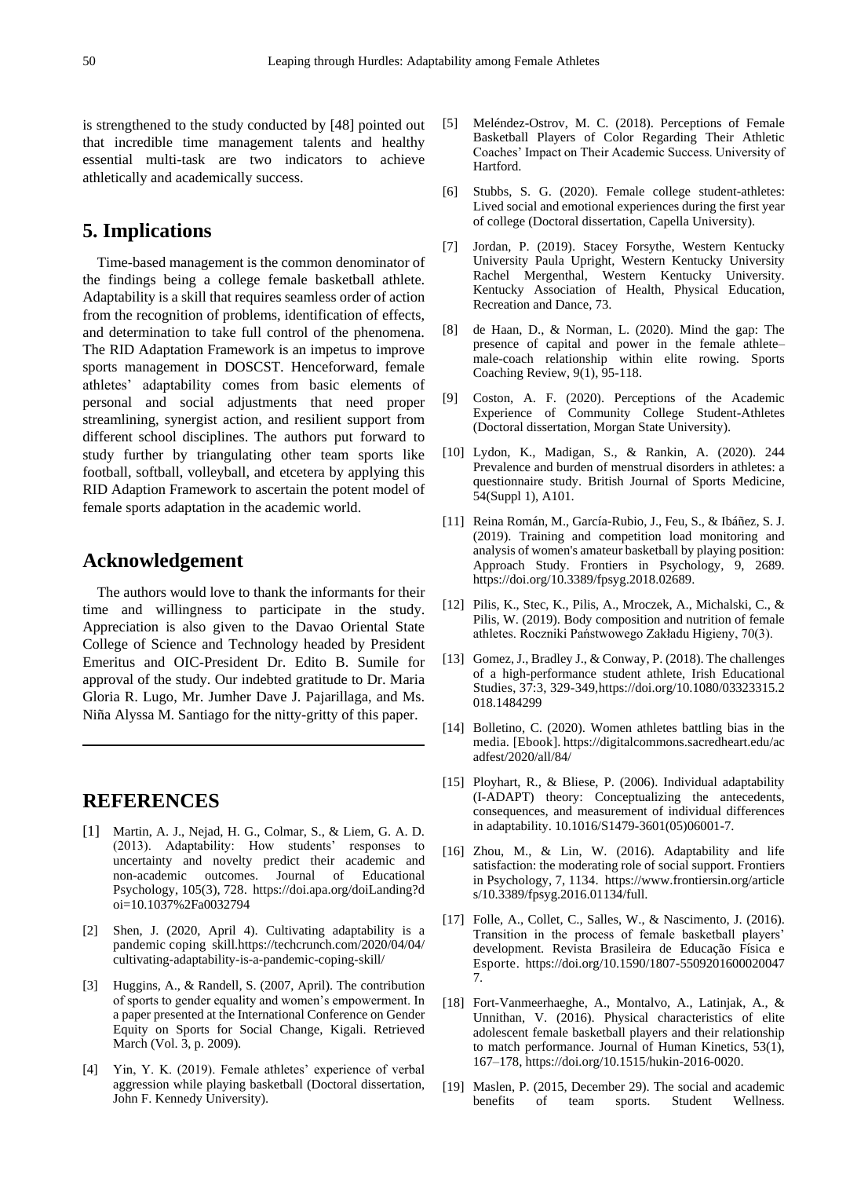is strengthened to the study conducted by [48] pointed out that incredible time management talents and healthy essential multi-task are two indicators to achieve athletically and academically success.

## 5. Implications

Time-based management is the common denominator of the findings being a college female basketball athlete. Adaptability is a skill that requires seamless order of action from the recognition of problems, identification of effects, and determination to take full control of the phenomena. The RID Adaptation Framework is an impetus to improve sports management in DOSCST. Henceforward, female athletes' adaptability comes from basic elements of personal and social adjustments that need proper streamlining, synergist action, and resilient support from different school disciplines. The authors put forward to study further by triangulating other team sports like football, softball, volleyball, and etcetera by applying this RID Adaption Framework to ascertain the potent model of female sports adaptation in the academic world.

## Acknowledgement

The authors would love to thank the informants for their time and willingness to participate in the study. Appreciation is also given to the Davao Oriental State College of Science and Technology headed by President Emeritus and OIC-President Dr. Edito B. Sumile for approval of the study. Our indebted gratitude to Dr. Maria Gloria R. Lugo, Mr. Jumher Dave J. Pajarillaga, and Ms. Niña Alyssa M. Santiago for the nitty-gritty of this paper.

## REFERENCES

[1] Martin, A. J., Nejad, H. G., Colmar, S., & Liem, G. A. D. (2013). Adaptability: How students' responses to uncertainty and novelty predict their academic and non-academic outcomes. Journal of Educational Psychology, 105(3), 728. https://doi.apa.org/doiLanding?doi=10.1037%2Fa0032794

[2] Shen, J. (2020, April 4). Cultivating adaptability is a pandemic coping skill.https://techcrunch.com/2020/04/04/cultivating-adaptability-is-a-pandemic-coping-skill/

[3] Huggins, A., & Randell, S. (2007, April). The contribution of sports to gender equality and women's empowerment. In a paper presented at the International Conference on Gender Equity on Sports for Social Change, Kigali. Retrieved March (Vol. 3, p. 2009).

[4] Yin, Y. K. (2019). Female athletes' experience of verbal aggression while playing basketball (Doctoral dissertation, John F. Kennedy University).

[5] Meléndez-Ostrov, M. C. (2018). Perceptions of Female Basketball Players of Color Regarding Their Athletic Coaches' Impact on Their Academic Success. University of Hartford.

[6] Stubbs, S. G. (2020). Female college student-athletes: Lived social and emotional experiences during the first year of college (Doctoral dissertation, Capella University).

[7] Jordan, P. (2019). Stacey Forsythe, Western Kentucky University Paula Upright, Western Kentucky University Rachel Mergenthal, Western Kentucky University. Kentucky Association of Health, Physical Education, Recreation and Dance, 73.

[8] de Haan, D., & Norman, L. (2020). Mind the gap: The presence of capital and power in the female athlete–male-coach relationship within elite rowing. Sports Coaching Review, 9(1), 95-118.

[9] Coston, A. F. (2020). Perceptions of the Academic Experience of Community College Student-Athletes (Doctoral dissertation, Morgan State University).

[10] Lydon, K., Madigan, S., & Rankin, A. (2020). 244 Prevalence and burden of menstrual disorders in athletes: a questionnaire study. British Journal of Sports Medicine, 54(Suppl 1), A101.

[11] Reina Román, M., García-Rubio, J., Feu, S., & Ibáñez, S. J. (2019). Training and competition load monitoring and analysis of women's amateur basketball by playing position: Approach Study. Frontiers in Psychology, 9, 2689. https://doi.org/10.3389/fpsyg.2018.02689.

[12] Pilis, K., Stec, K., Pilis, A., Mroczek, A., Michalski, C., & Pilis, W. (2019). Body composition and nutrition of female athletes. Roczniki Państwowego Zakładu Higieny, 70(3).

[13] Gomez, J., Bradley J., & Conway, P. (2018). The challenges of a high-performance student athlete, Irish Educational Studies, 37:3, 329-349,https://doi.org/10.1080/03323315.2018.1484299

[14] Bolletino, C. (2020). Women athletes battling bias in the media. [Ebook]. https://digitalcommons.sacredheart.edu/acadfest/2020/all/84/

[15] Ployhart, R., & Bliese, P. (2006). Individual adaptability (I-ADAPT) theory: Conceptualizing the antecedents, consequences, and measurement of individual differences in adaptability. 10.1016/S1479-3601(05)06001-7.

[16] Zhou, M., & Lin, W. (2016). Adaptability and life satisfaction: the moderating role of social support. Frontiers in Psychology, 7, 1134. https://www.frontiersin.org/articles/10.3389/fpsyg.2016.01134/full.

[17] Folle, A., Collet, C., Salles, W., & Nascimento, J. (2016). Transition in the process of female basketball players' development. Revista Brasileira de Educação Física e Esporte. https://doi.org/10.1590/1807-55092016000200477.

[18] Fort-Vanmeerhaeghe, A., Montalvo, A., Latinjak, A., & Unnithan, V. (2016). Physical characteristics of elite adolescent female basketball players and their relationship to match performance. Journal of Human Kinetics, 53(1), 167–178, https://doi.org/10.1515/hukin-2016-0020.

[19] Maslen, P. (2015, December 29). The social and academic benefits of team sports. Student Wellness.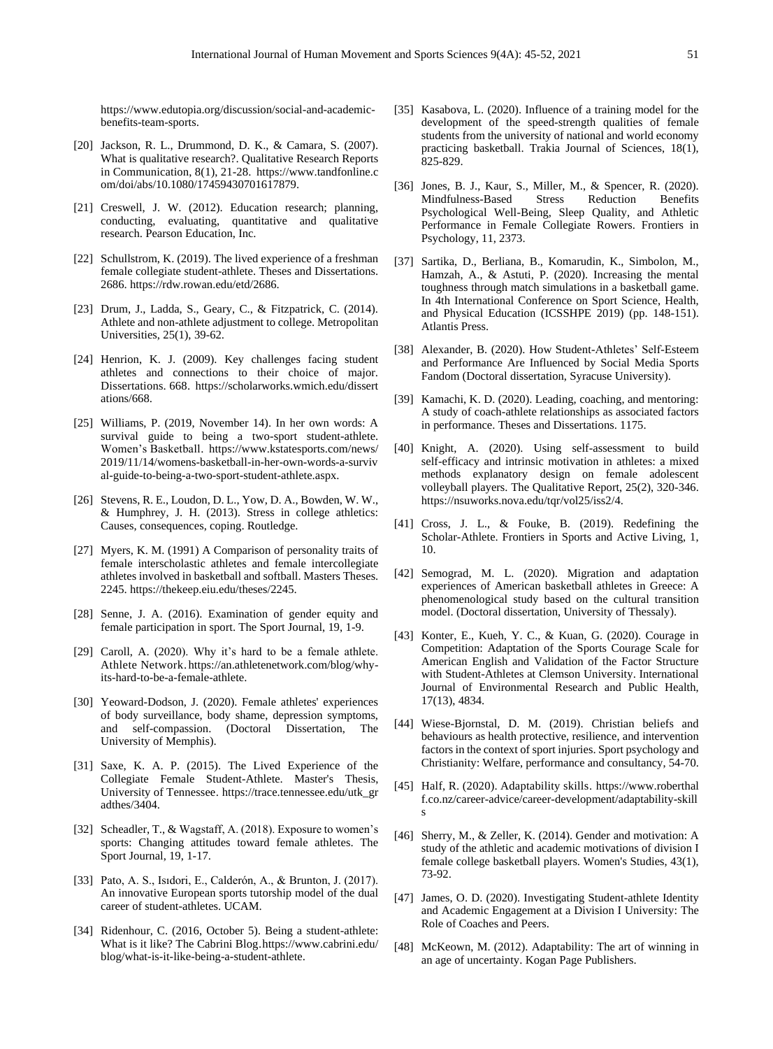https://www.edutopia.org/discussion/social-and-academic-benefits-team-sports.

[20] Jackson, R. L., Drummond, D. K., & Camara, S. (2007). What is qualitative research?. Qualitative Research Reports in Communication, 8(1), 21-28. https://www.tandfonline.com/doi/abs/10.1080/17459430701617879.

[21] Creswell, J. W. (2012). Education research; planning, conducting, evaluating, quantitative and qualitative research. Pearson Education, Inc.

[22] Schullstrom, K. (2019). The lived experience of a freshman female collegiate student-athlete. Theses and Dissertations. 2686. https://rdw.rowan.edu/etd/2686.

[23] Drum, J., Ladda, S., Geary, C., & Fitzpatrick, C. (2014). Athlete and non-athlete adjustment to college. Metropolitan Universities, 25(1), 39-62.

[24] Henrion, K. J. (2009). Key challenges facing student athletes and connections to their choice of major. Dissertations. 668. https://scholarworks.wmich.edu/dissertations/668.

[25] Williams, P. (2019, November 14). In her own words: A survival guide to being a two-sport student-athlete. Women's Basketball. https://www.kstatesports.com/news/2019/11/14/womens-basketball-in-her-own-words-a-survival-guide-to-being-a-two-sport-student-athlete.aspx.

[26] Stevens, R. E., Loudon, D. L., Yow, D. A., Bowden, W. W., & Humphrey, J. H. (2013). Stress in college athletics: Causes, consequences, coping. Routledge.

[27] Myers, K. M. (1991) A Comparison of personality traits of female interscholastic athletes and female intercollegiate athletes involved in basketball and softball. Masters Theses. 2245. https://thekeep.eiu.edu/theses/2245.

[28] Senne, J. A. (2016). Examination of gender equity and female participation in sport. The Sport Journal, 19, 1-9.

[29] Caroll, A. (2020). Why it's hard to be a female athlete. Athlete Network. https://an.athletenetwork.com/blog/why-its-hard-to-be-a-female-athlete.

[30] Yeoward-Dodson, J. (2020). Female athletes' experiences of body surveillance, body shame, depression symptoms, and self-compassion. (Doctoral Dissertation, The University of Memphis).

[31] Saxe, K. A. P. (2015). The Lived Experience of the Collegiate Female Student-Athlete. Master's Thesis, University of Tennessee. https://trace.tennessee.edu/utk_gradthes/3404.

[32] Scheadler, T., & Wagstaff, A. (2018). Exposure to women's sports: Changing attitudes toward female athletes. The Sport Journal, 19, 1-17.

[33] Pato, A. S., Isıdori, E., Calderón, A., & Brunton, J. (2017). An innovative European sports tutorship model of the dual career of student-athletes. UCAM.

[34] Ridenhour, C. (2016, October 5). Being a student-athlete: What is it like? The Cabrini Blog. https://www.cabrini.edu/blog/what-is-it-like-being-a-student-athlete.

[35] Kasabova, L. (2020). Influence of a training model for the development of the speed-strength qualities of female students from the university of national and world economy practicing basketball. Trakia Journal of Sciences, 18(1), 825-829.

[36] Jones, B. J., Kaur, S., Miller, M., & Spencer, R. (2020). Mindfulness-Based Stress Reduction Benefits Psychological Well-Being, Sleep Quality, and Athletic Performance in Female Collegiate Rowers. Frontiers in Psychology, 11, 2373.

[37] Sartika, D., Berliana, B., Komarudin, K., Simbolon, M., Hamzah, A., & Astuti, P. (2020). Increasing the mental toughness through match simulations in a basketball game. In 4th International Conference on Sport Science, Health, and Physical Education (ICSSHPE 2019) (pp. 148-151). Atlantis Press.

[38] Alexander, B. (2020). How Student-Athletes' Self-Esteem and Performance Are Influenced by Social Media Sports Fandom (Doctoral dissertation, Syracuse University).

[39] Kamachi, K. D. (2020). Leading, coaching, and mentoring: A study of coach-athlete relationships as associated factors in performance. Theses and Dissertations. 1175.

[40] Knight, A. (2020). Using self-assessment to build self-efficacy and intrinsic motivation in athletes: a mixed methods explanatory design on female adolescent volleyball players. The Qualitative Report, 25(2), 320-346. https://nsuworks.nova.edu/tqr/vol25/iss2/4.

[41] Cross, J. L., & Fouke, B. (2019). Redefining the Scholar-Athlete. Frontiers in Sports and Active Living, 1, 10.

[42] Semograd, M. L. (2020). Migration and adaptation experiences of American basketball athletes in Greece: A phenomenological study based on the cultural transition model. (Doctoral dissertation, University of Thessaly).

[43] Konter, E., Kueh, Y. C., & Kuan, G. (2020). Courage in Competition: Adaptation of the Sports Courage Scale for American English and Validation of the Factor Structure with Student-Athletes at Clemson University. International Journal of Environmental Research and Public Health, 17(13), 4834.

[44] Wiese-Bjornstal, D. M. (2019). Christian beliefs and behaviours as health protective, resilience, and intervention factors in the context of sport injuries. Sport psychology and Christianity: Welfare, performance and consultancy, 54-70.

[45] Half, R. (2020). Adaptability skills. https://www.roberthalf.co.nz/career-advice/career-development/adaptability-skills

[46] Sherry, M., & Zeller, K. (2014). Gender and motivation: A study of the athletic and academic motivations of division I female college basketball players. Women's Studies, 43(1), 73-92.

[47] James, O. D. (2020). Investigating Student-athlete Identity and Academic Engagement at a Division I University: The Role of Coaches and Peers.

[48] McKeown, M. (2012). Adaptability: The art of winning in an age of uncertainty. Kogan Page Publishers.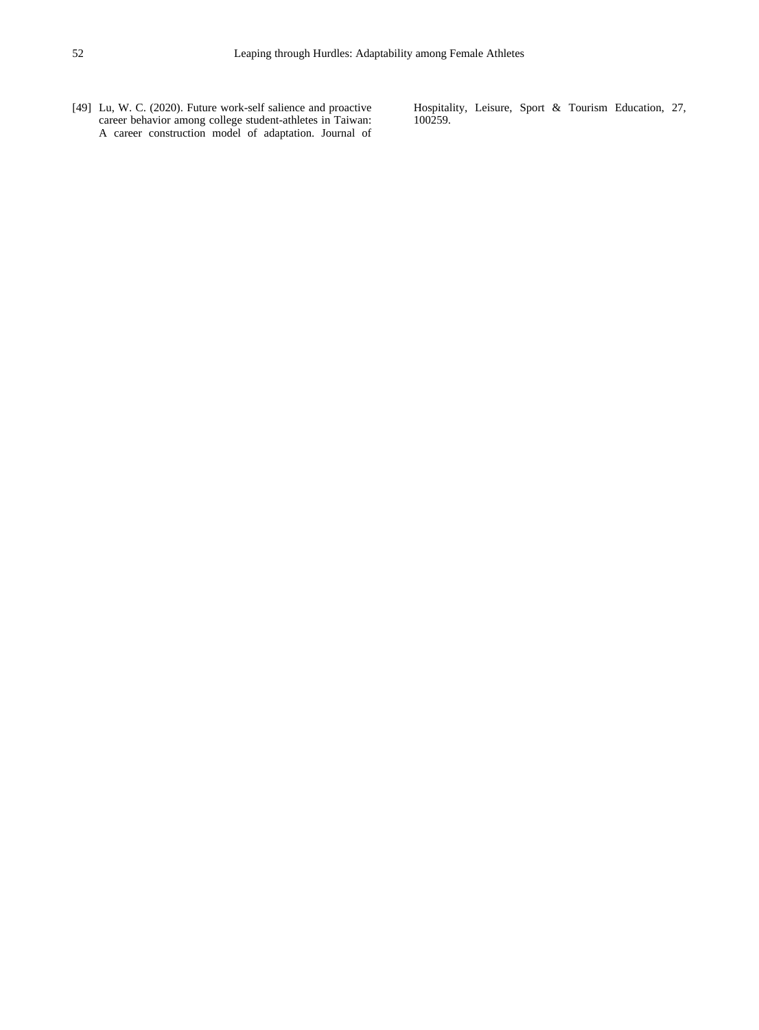[49] Lu, W. C. (2020). Future work-self salience and proactive career behavior among college student-athletes in Taiwan: A career construction model of adaptation. Journal of Hospitality, Leisure, Sport & Tourism Education, 27, 100259.